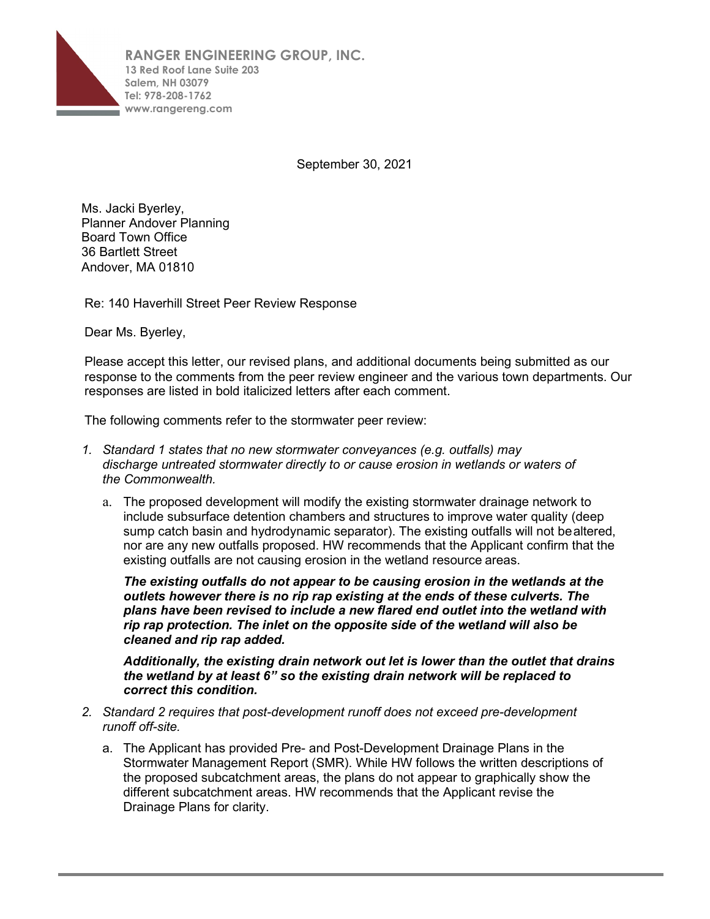**RANGER ENGINEERING GROUP, INC.**
**13 Red Roof Lane Suite 203**
**Salem, NH 03079**
**Tel: 978-208-1762**
**www.rangereng.com**

September 30, 2021

Ms. Jacki Byerley,
Planner Andover Planning
Board Town Office
36 Bartlett Street
Andover, MA 01810

Re: 140 Haverhill Street Peer Review Response

Dear Ms. Byerley,

Please accept this letter, our revised plans, and additional documents being submitted as our response to the comments from the peer review engineer and the various town departments. Our responses are listed in bold italicized letters after each comment.

The following comments refer to the stormwater peer review:

1. *Standard 1 states that no new stormwater conveyances (e.g. outfalls) may discharge untreated stormwater directly to or cause erosion in wetlands or waters of the Commonwealth.*

   a. The proposed development will modify the existing stormwater drainage network to include subsurface detention chambers and structures to improve water quality (deep sump catch basin and hydrodynamic separator). The existing outfalls will not be altered, nor are any new outfalls proposed. HW recommends that the Applicant confirm that the existing outfalls are not causing erosion in the wetland resource areas.

      ***The existing outfalls do not appear to be causing erosion in the wetlands at the outlets however there is no rip rap existing at the ends of these culverts. The plans have been revised to include a new flared end outlet into the wetland with rip rap protection. The inlet on the opposite side of the wetland will also be cleaned and rip rap added.***

      ***Additionally, the existing drain network out let is lower than the outlet that drains the wetland by at least 6" so the existing drain network will be replaced to correct this condition.***

2. *Standard 2 requires that post-development runoff does not exceed pre-development runoff off-site.*

   a. The Applicant has provided Pre- and Post-Development Drainage Plans in the Stormwater Management Report (SMR). While HW follows the written descriptions of the proposed subcatchment areas, the plans do not appear to graphically show the different subcatchment areas. HW recommends that the Applicant revise the Drainage Plans for clarity.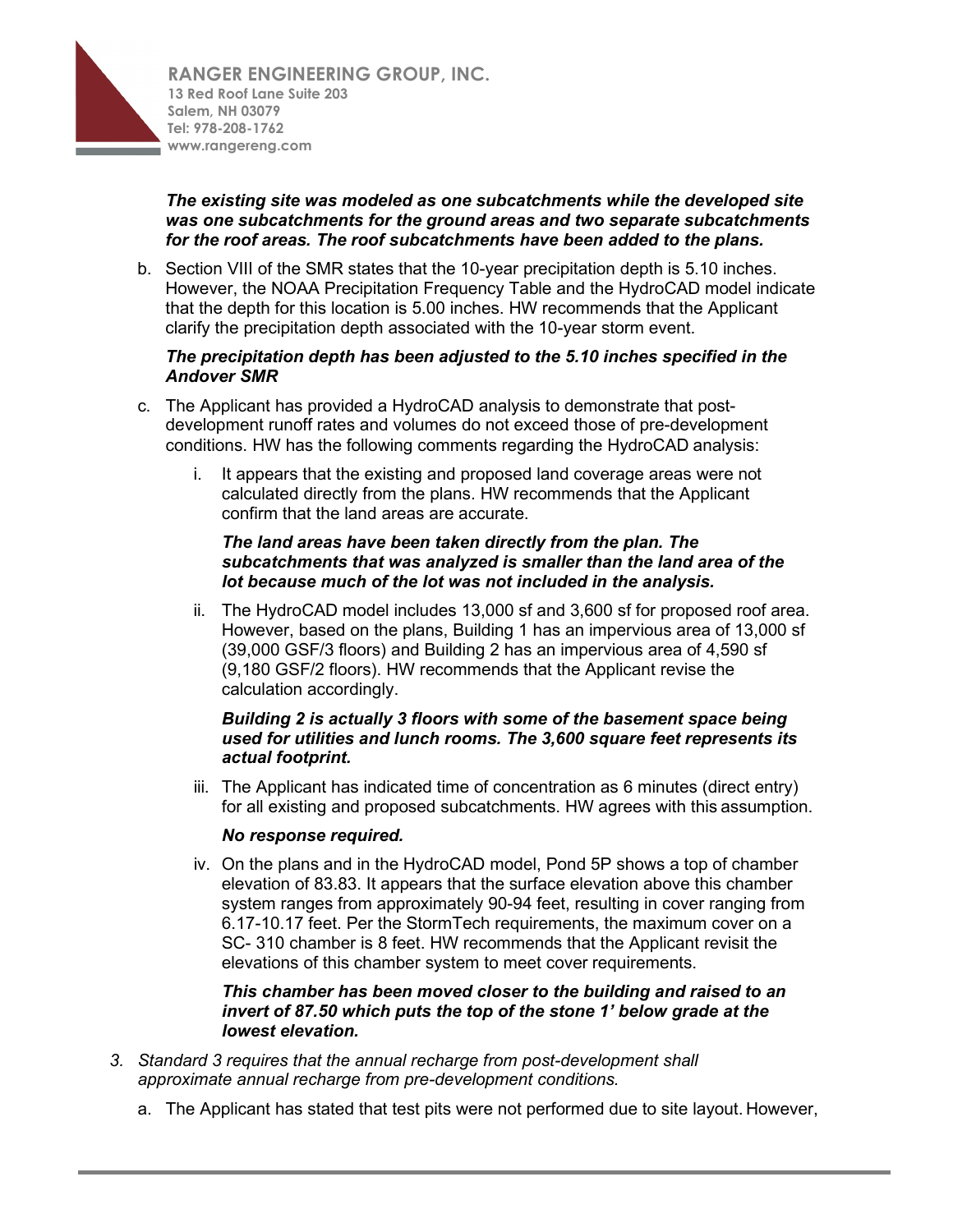***The existing site was modeled as one subcatchments while the developed site was one subcatchments for the ground areas and two separate subcatchments for the roof areas. The roof subcatchments have been added to the plans.***

b. Section VIII of the SMR states that the 10-year precipitation depth is 5.10 inches. However, the NOAA Precipitation Frequency Table and the HydroCAD model indicate that the depth for this location is 5.00 inches. HW recommends that the Applicant clarify the precipitation depth associated with the 10-year storm event.

   ***The precipitation depth has been adjusted to the 5.10 inches specified in the Andover SMR***

c. The Applicant has provided a HydroCAD analysis to demonstrate that post-development runoff rates and volumes do not exceed those of pre-development conditions. HW has the following comments regarding the HydroCAD analysis:

   i. It appears that the existing and proposed land coverage areas were not calculated directly from the plans. HW recommends that the Applicant confirm that the land areas are accurate.

      ***The land areas have been taken directly from the plan. The subcatchments that was analyzed is smaller than the land area of the lot because much of the lot was not included in the analysis.***

   ii. The HydroCAD model includes 13,000 sf and 3,600 sf for proposed roof area. However, based on the plans, Building 1 has an impervious area of 13,000 sf (39,000 GSF/3 floors) and Building 2 has an impervious area of 4,590 sf (9,180 GSF/2 floors). HW recommends that the Applicant revise the calculation accordingly.

      ***Building 2 is actually 3 floors with some of the basement space being used for utilities and lunch rooms. The 3,600 square feet represents its actual footprint.***

   iii. The Applicant has indicated time of concentration as 6 minutes (direct entry) for all existing and proposed subcatchments. HW agrees with this assumption.

      ***No response required.***

   iv. On the plans and in the HydroCAD model, Pond 5P shows a top of chamber elevation of 83.83. It appears that the surface elevation above this chamber system ranges from approximately 90-94 feet, resulting in cover ranging from 6.17-10.17 feet. Per the StormTech requirements, the maximum cover on a SC- 310 chamber is 8 feet. HW recommends that the Applicant revisit the elevations of this chamber system to meet cover requirements.

      ***This chamber has been moved closer to the building and raised to an invert of 87.50 which puts the top of the stone 1' below grade at the lowest elevation.***

3. *Standard 3 requires that the annual recharge from post-development shall approximate annual recharge from pre-development conditions.*

   a. The Applicant has stated that test pits were not performed due to site layout. However,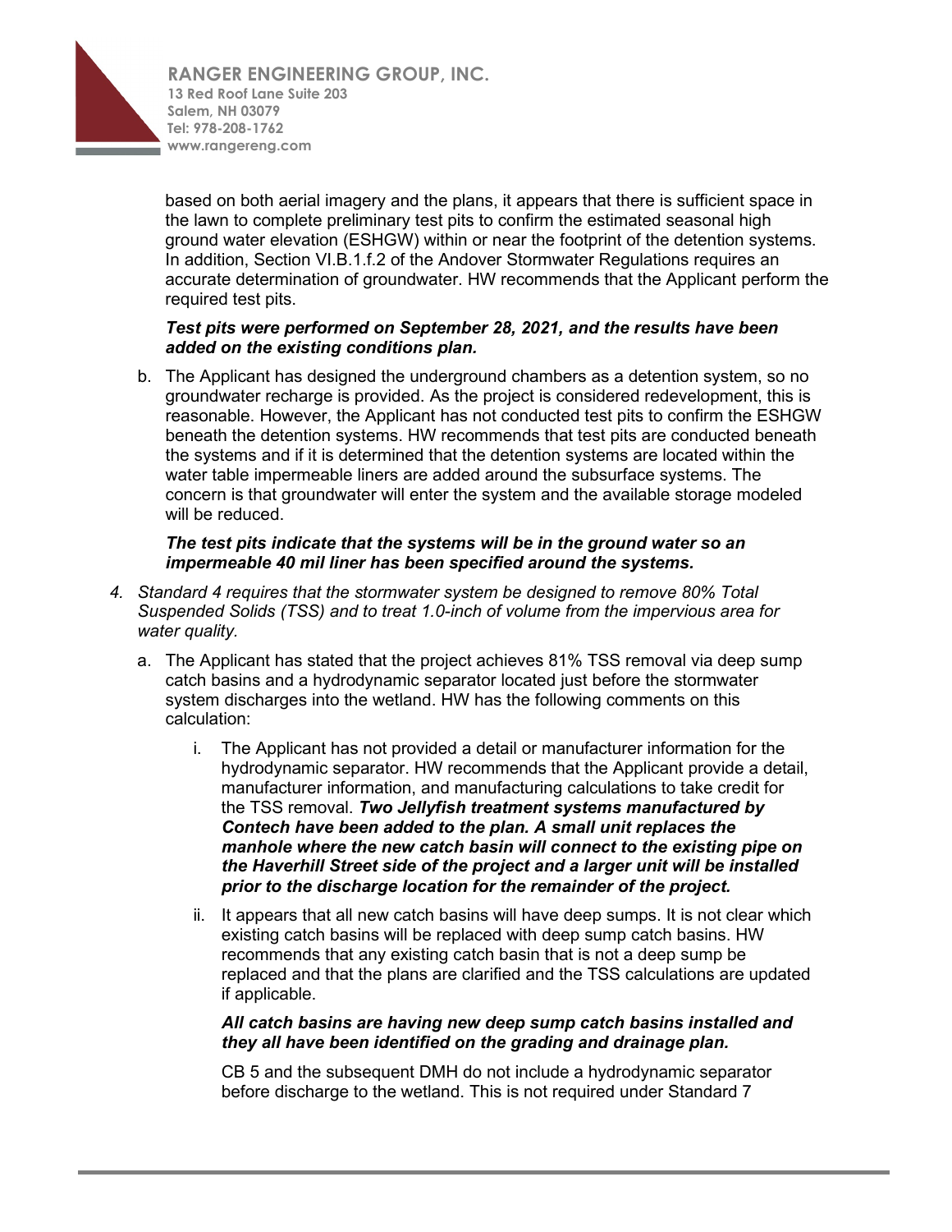based on both aerial imagery and the plans, it appears that there is sufficient space in the lawn to complete preliminary test pits to confirm the estimated seasonal high ground water elevation (ESHGW) within or near the footprint of the detention systems. In addition, Section VI.B.1.f.2 of the Andover Stormwater Regulations requires an accurate determination of groundwater. HW recommends that the Applicant perform the required test pits.

***Test pits were performed on September 28, 2021, and the results have been added on the existing conditions plan.***

b. The Applicant has designed the underground chambers as a detention system, so no groundwater recharge is provided. As the project is considered redevelopment, this is reasonable. However, the Applicant has not conducted test pits to confirm the ESHGW beneath the detention systems. HW recommends that test pits are conducted beneath the systems and if it is determined that the detention systems are located within the water table impermeable liners are added around the subsurface systems. The concern is that groundwater will enter the system and the available storage modeled will be reduced.

***The test pits indicate that the systems will be in the ground water so an impermeable 40 mil liner has been specified around the systems.***

4. *Standard 4 requires that the stormwater system be designed to remove 80% Total Suspended Solids (TSS) and to treat 1.0-inch of volume from the impervious area for water quality.*

   a. The Applicant has stated that the project achieves 81% TSS removal via deep sump catch basins and a hydrodynamic separator located just before the stormwater system discharges into the wetland. HW has the following comments on this calculation:

      i. The Applicant has not provided a detail or manufacturer information for the hydrodynamic separator. HW recommends that the Applicant provide a detail, manufacturer information, and manufacturing calculations to take credit for the TSS removal. ***Two Jellyfish treatment systems manufactured by Contech have been added to the plan. A small unit replaces the manhole where the new catch basin will connect to the existing pipe on the Haverhill Street side of the project and a larger unit will be installed prior to the discharge location for the remainder of the project.***

      ii. It appears that all new catch basins will have deep sumps. It is not clear which existing catch basins will be replaced with deep sump catch basins. HW recommends that any existing catch basin that is not a deep sump be replaced and that the plans are clarified and the TSS calculations are updated if applicable.

      ***All catch basins are having new deep sump catch basins installed and they all have been identified on the grading and drainage plan.***

      CB 5 and the subsequent DMH do not include a hydrodynamic separator before discharge to the wetland. This is not required under Standard 7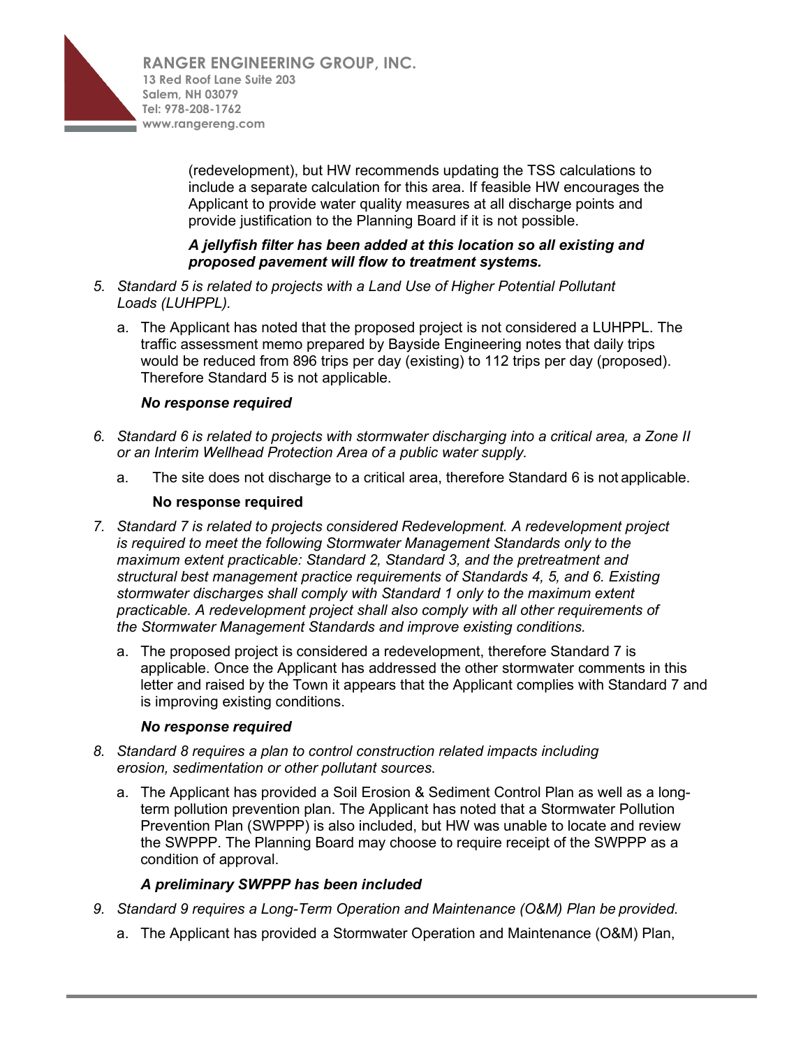(redevelopment), but HW recommends updating the TSS calculations to include a separate calculation for this area. If feasible HW encourages the Applicant to provide water quality measures at all discharge points and provide justification to the Planning Board if it is not possible.

***A jellyfish filter has been added at this location so all existing and proposed pavement will flow to treatment systems.***

5. *Standard 5 is related to projects with a Land Use of Higher Potential Pollutant Loads (LUHPPL).*

   a. The Applicant has noted that the proposed project is not considered a LUHPPL. The traffic assessment memo prepared by Bayside Engineering notes that daily trips would be reduced from 896 trips per day (existing) to 112 trips per day (proposed). Therefore Standard 5 is not applicable.

   ***No response required***

6. *Standard 6 is related to projects with stormwater discharging into a critical area, a Zone II or an Interim Wellhead Protection Area of a public water supply.*

   a. The site does not discharge to a critical area, therefore Standard 6 is not applicable.

   **No response required**

7. *Standard 7 is related to projects considered Redevelopment. A redevelopment project is required to meet the following Stormwater Management Standards only to the maximum extent practicable: Standard 2, Standard 3, and the pretreatment and structural best management practice requirements of Standards 4, 5, and 6. Existing stormwater discharges shall comply with Standard 1 only to the maximum extent practicable. A redevelopment project shall also comply with all other requirements of the Stormwater Management Standards and improve existing conditions.*

   a. The proposed project is considered a redevelopment, therefore Standard 7 is applicable. Once the Applicant has addressed the other stormwater comments in this letter and raised by the Town it appears that the Applicant complies with Standard 7 and is improving existing conditions.

   ***No response required***

8. *Standard 8 requires a plan to control construction related impacts including erosion, sedimentation or other pollutant sources.*

   a. The Applicant has provided a Soil Erosion & Sediment Control Plan as well as a long-term pollution prevention plan. The Applicant has noted that a Stormwater Pollution Prevention Plan (SWPPP) is also included, but HW was unable to locate and review the SWPPP. The Planning Board may choose to require receipt of the SWPPP as a condition of approval.

   ***A preliminary SWPPP has been included***

9. *Standard 9 requires a Long-Term Operation and Maintenance (O&M) Plan be provided.*

   a. The Applicant has provided a Stormwater Operation and Maintenance (O&M) Plan,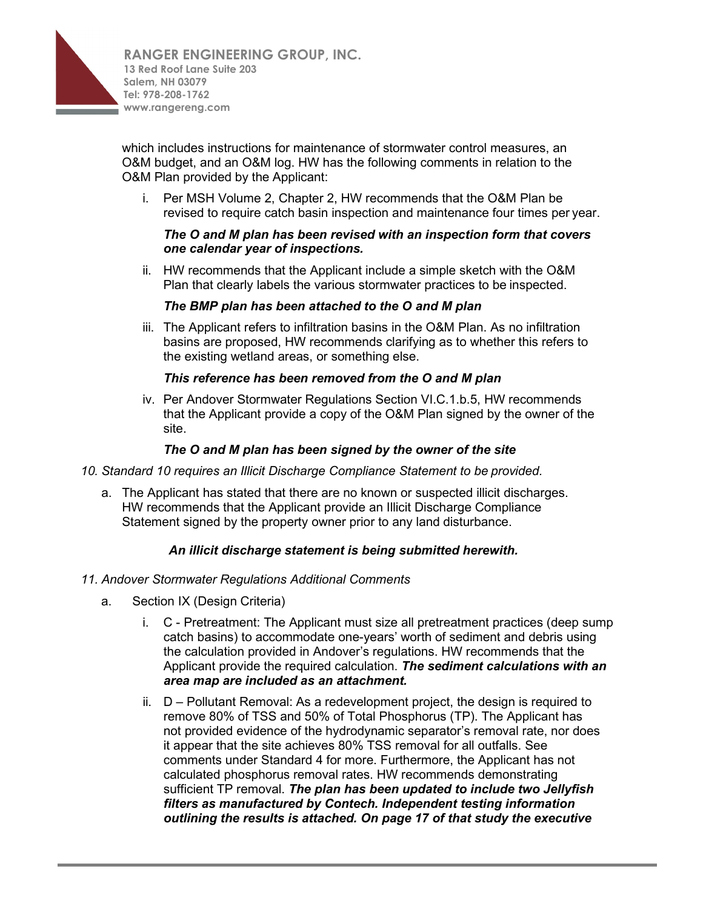which includes instructions for maintenance of stormwater control measures, an O&M budget, and an O&M log. HW has the following comments in relation to the O&M Plan provided by the Applicant:

i. Per MSH Volume 2, Chapter 2, HW recommends that the O&M Plan be revised to require catch basin inspection and maintenance four times per year.

   ***The O and M plan has been revised with an inspection form that covers one calendar year of inspections.***

ii. HW recommends that the Applicant include a simple sketch with the O&M Plan that clearly labels the various stormwater practices to be inspected.

   ***The BMP plan has been attached to the O and M plan***

iii. The Applicant refers to infiltration basins in the O&M Plan. As no infiltration basins are proposed, HW recommends clarifying as to whether this refers to the existing wetland areas, or something else.

   ***This reference has been removed from the O and M plan***

iv. Per Andover Stormwater Regulations Section VI.C.1.b.5, HW recommends that the Applicant provide a copy of the O&M Plan signed by the owner of the site.

   ***The O and M plan has been signed by the owner of the site***

*10. Standard 10 requires an Illicit Discharge Compliance Statement to be provided.*

a. The Applicant has stated that there are no known or suspected illicit discharges. HW recommends that the Applicant provide an Illicit Discharge Compliance Statement signed by the property owner prior to any land disturbance.

   ***An illicit discharge statement is being submitted herewith.***

*11. Andover Stormwater Regulations Additional Comments*

a. Section IX (Design Criteria)

   i. C - Pretreatment: The Applicant must size all pretreatment practices (deep sump catch basins) to accommodate one-years' worth of sediment and debris using the calculation provided in Andover's regulations. HW recommends that the Applicant provide the required calculation. ***The sediment calculations with an area map are included as an attachment.***

   ii. D – Pollutant Removal: As a redevelopment project, the design is required to remove 80% of TSS and 50% of Total Phosphorus (TP). The Applicant has not provided evidence of the hydrodynamic separator's removal rate, nor does it appear that the site achieves 80% TSS removal for all outfalls. See comments under Standard 4 for more. Furthermore, the Applicant has not calculated phosphorus removal rates. HW recommends demonstrating sufficient TP removal. ***The plan has been updated to include two Jellyfish filters as manufactured by Contech. Independent testing information outlining the results is attached. On page 17 of that study the executive***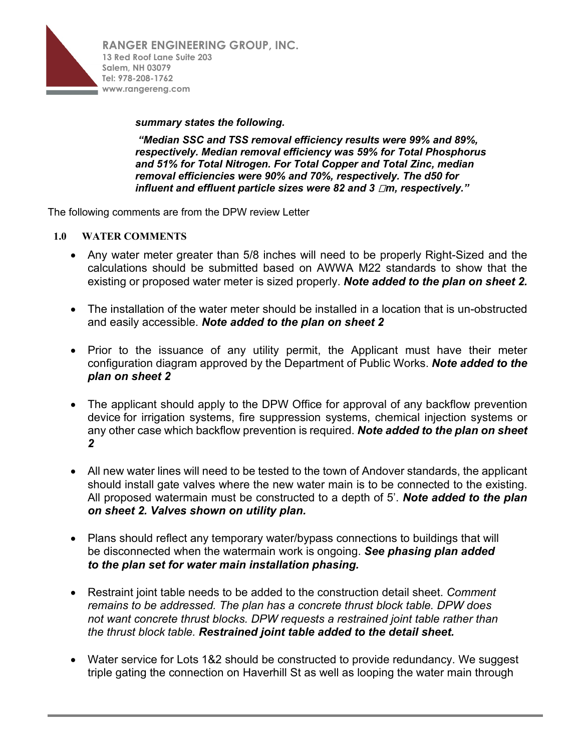***summary states the following.***

> ***"Median SSC and TSS removal efficiency results were 99% and 89%, respectively. Median removal efficiency was 59% for Total Phosphorus and 51% for Total Nitrogen. For Total Copper and Total Zinc, median removal efficiencies were 90% and 70%, respectively. The d50 for influent and effluent particle sizes were 82 and 3 μm, respectively."***

The following comments are from the DPW review Letter

## 1.0 WATER COMMENTS

- Any water meter greater than 5/8 inches will need to be properly Right-Sized and the calculations should be submitted based on AWWA M22 standards to show that the existing or proposed water meter is sized properly. ***Note added to the plan on sheet 2.***

- The installation of the water meter should be installed in a location that is un-obstructed and easily accessible. ***Note added to the plan on sheet 2***

- Prior to the issuance of any utility permit, the Applicant must have their meter configuration diagram approved by the Department of Public Works. ***Note added to the plan on sheet 2***

- The applicant should apply to the DPW Office for approval of any backflow prevention device for irrigation systems, fire suppression systems, chemical injection systems or any other case which backflow prevention is required. ***Note added to the plan on sheet 2***

- All new water lines will need to be tested to the town of Andover standards, the applicant should install gate valves where the new water main is to be connected to the existing. All proposed watermain must be constructed to a depth of 5'. ***Note added to the plan on sheet 2. Valves shown on utility plan.***

- Plans should reflect any temporary water/bypass connections to buildings that will be disconnected when the watermain work is ongoing. ***See phasing plan added to the plan set for water main installation phasing.***

- Restraint joint table needs to be added to the construction detail sheet. *Comment remains to be addressed. The plan has a concrete thrust block table. DPW does not want concrete thrust blocks. DPW requests a restrained joint table rather than the thrust block table.* ***Restrained joint table added to the detail sheet.***

- Water service for Lots 1&2 should be constructed to provide redundancy. We suggest triple gating the connection on Haverhill St as well as looping the water main through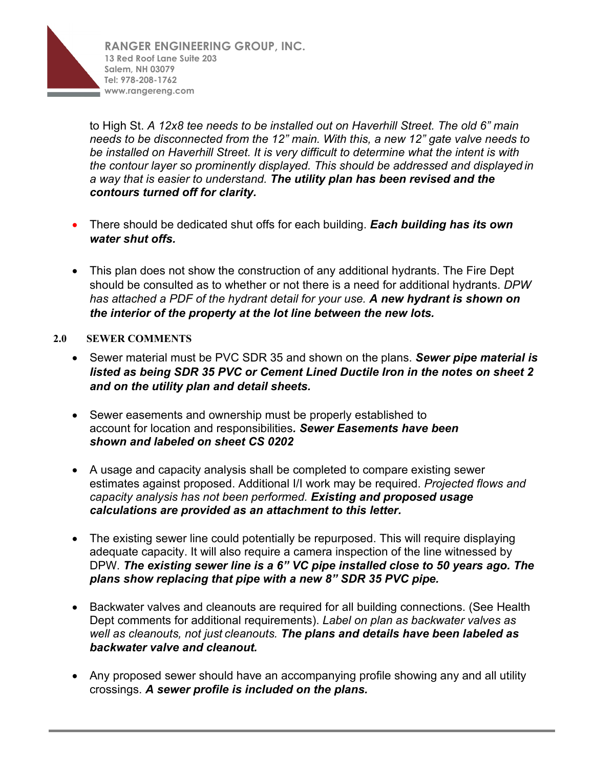to High St. *A 12x8 tee needs to be installed out on Haverhill Street. The old 6" main needs to be disconnected from the 12" main. With this, a new 12" gate valve needs to be installed on Haverhill Street. It is very difficult to determine what the intent is with the contour layer so prominently displayed. This should be addressed and displayed in a way that is easier to understand.* ***The utility plan has been revised and the contours turned off for clarity.***

- There should be dedicated shut offs for each building. ***Each building has its own water shut offs.***

- This plan does not show the construction of any additional hydrants. The Fire Dept should be consulted as to whether or not there is a need for additional hydrants. *DPW has attached a PDF of the hydrant detail for your use.* ***A new hydrant is shown on the interior of the property at the lot line between the new lots.***

## 2.0 SEWER COMMENTS

- Sewer material must be PVC SDR 35 and shown on the plans. ***Sewer pipe material is listed as being SDR 35 PVC or Cement Lined Ductile Iron in the notes on sheet 2 and on the utility plan and detail sheets.***

- Sewer easements and ownership must be properly established to account for location and responsibilities***. Sewer Easements have been shown and labeled on sheet CS 0202***

- A usage and capacity analysis shall be completed to compare existing sewer estimates against proposed. Additional I/I work may be required. *Projected flows and capacity analysis has not been performed.* ***Existing and proposed usage calculations are provided as an attachment to this letter.***

- The existing sewer line could potentially be repurposed. This will require displaying adequate capacity. It will also require a camera inspection of the line witnessed by DPW. ***The existing sewer line is a 6" VC pipe installed close to 50 years ago. The plans show replacing that pipe with a new 8" SDR 35 PVC pipe.***

- Backwater valves and cleanouts are required for all building connections. (See Health Dept comments for additional requirements). *Label on plan as backwater valves as well as cleanouts, not just cleanouts.* ***The plans and details have been labeled as backwater valve and cleanout.***

- Any proposed sewer should have an accompanying profile showing any and all utility crossings. ***A sewer profile is included on the plans.***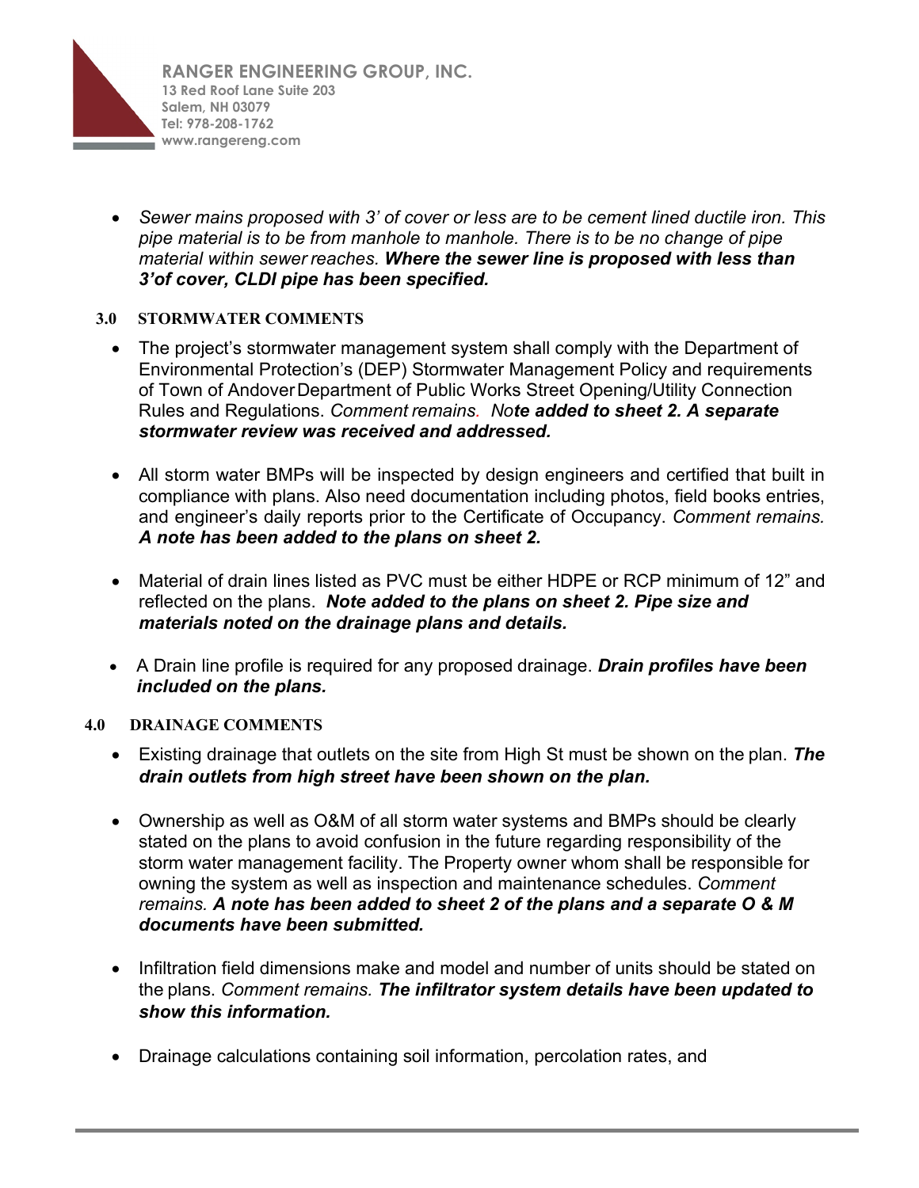- *Sewer mains proposed with 3' of cover or less are to be cement lined ductile iron. This pipe material is to be from manhole to manhole. There is to be no change of pipe material within sewer reaches.* ***Where the sewer line is proposed with less than 3'of cover, CLDI pipe has been specified.***

## 3.0 STORMWATER COMMENTS

- The project's stormwater management system shall comply with the Department of Environmental Protection's (DEP) Stormwater Management Policy and requirements of Town of Andover Department of Public Works Street Opening/Utility Connection Rules and Regulations. *Comment remains.* ***Note added to sheet 2. A separate stormwater review was received and addressed.***

- All storm water BMPs will be inspected by design engineers and certified that built in compliance with plans. Also need documentation including photos, field books entries, and engineer's daily reports prior to the Certificate of Occupancy. *Comment remains.* ***A note has been added to the plans on sheet 2.***

- Material of drain lines listed as PVC must be either HDPE or RCP minimum of 12" and reflected on the plans. ***Note added to the plans on sheet 2. Pipe size and materials noted on the drainage plans and details.***

- A Drain line profile is required for any proposed drainage. ***Drain profiles have been included on the plans.***

## 4.0 DRAINAGE COMMENTS

- Existing drainage that outlets on the site from High St must be shown on the plan. ***The drain outlets from high street have been shown on the plan.***

- Ownership as well as O&M of all storm water systems and BMPs should be clearly stated on the plans to avoid confusion in the future regarding responsibility of the storm water management facility. The Property owner whom shall be responsible for owning the system as well as inspection and maintenance schedules. *Comment remains.* ***A note has been added to sheet 2 of the plans and a separate O & M documents have been submitted.***

- Infiltration field dimensions make and model and number of units should be stated on the plans. *Comment remains.* ***The infiltrator system details have been updated to show this information.***

- Drainage calculations containing soil information, percolation rates, and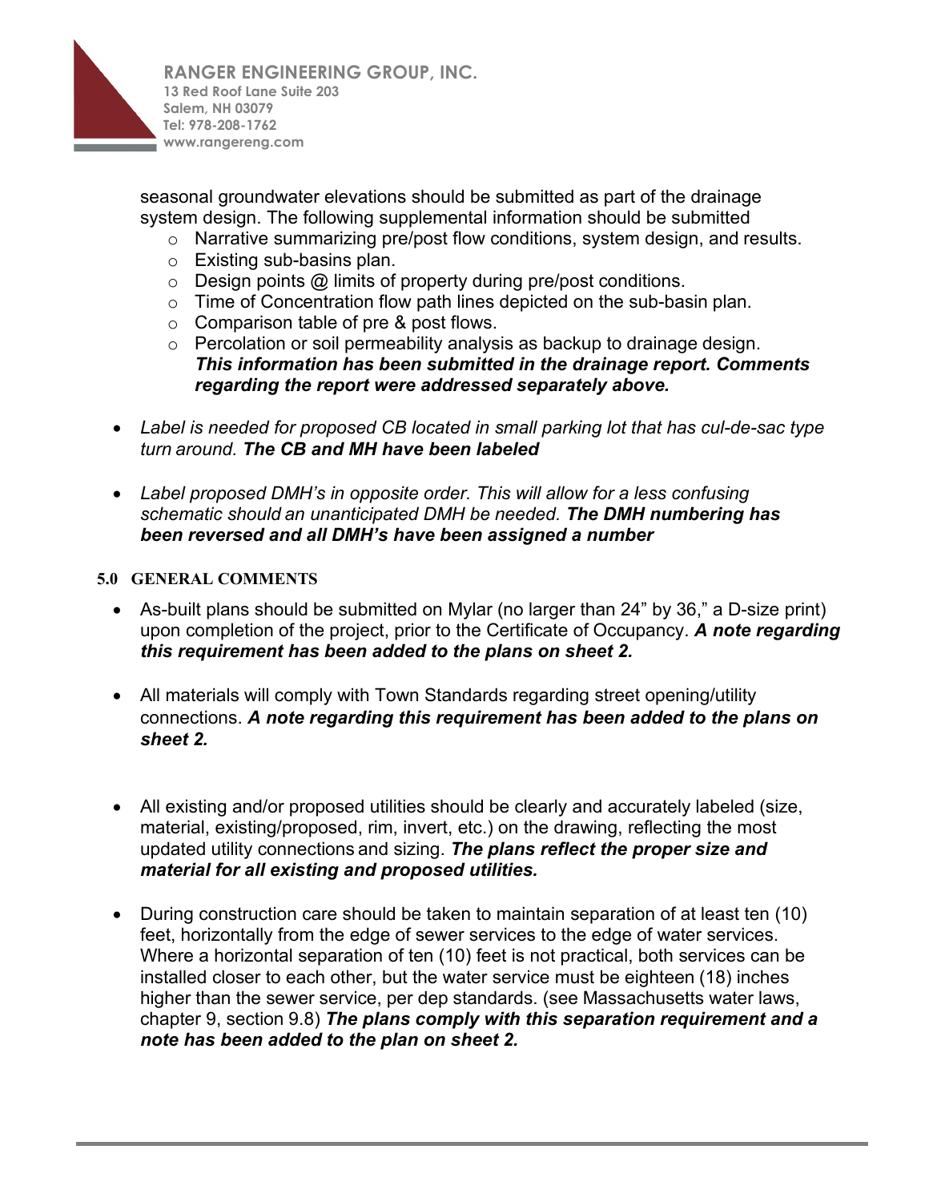seasonal groundwater elevations should be submitted as part of the drainage system design. The following supplemental information should be submitted

- Narrative summarizing pre/post flow conditions, system design, and results.
- Existing sub-basins plan.
- Design points @ limits of property during pre/post conditions.
- Time of Concentration flow path lines depicted on the sub-basin plan.
- Comparison table of pre & post flows.
- Percolation or soil permeability analysis as backup to drainage design. ***This information has been submitted in the drainage report. Comments regarding the report were addressed separately above.***

- *Label is needed for proposed CB located in small parking lot that has cul-de-sac type turn around.* ***The CB and MH have been labeled***

- *Label proposed DMH's in opposite order. This will allow for a less confusing schematic should an unanticipated DMH be needed.* ***The DMH numbering has been reversed and all DMH's have been assigned a number***

### 5.0 GENERAL COMMENTS

- As-built plans should be submitted on Mylar (no larger than 24" by 36," a D-size print) upon completion of the project, prior to the Certificate of Occupancy. ***A note regarding this requirement has been added to the plans on sheet 2.***

- All materials will comply with Town Standards regarding street opening/utility connections. ***A note regarding this requirement has been added to the plans on sheet 2.***

- All existing and/or proposed utilities should be clearly and accurately labeled (size, material, existing/proposed, rim, invert, etc.) on the drawing, reflecting the most updated utility connections and sizing. ***The plans reflect the proper size and material for all existing and proposed utilities.***

- During construction care should be taken to maintain separation of at least ten (10) feet, horizontally from the edge of sewer services to the edge of water services. Where a horizontal separation of ten (10) feet is not practical, both services can be installed closer to each other, but the water service must be eighteen (18) inches higher than the sewer service, per dep standards. (see Massachusetts water laws, chapter 9, section 9.8) ***The plans comply with this separation requirement and a note has been added to the plan on sheet 2.***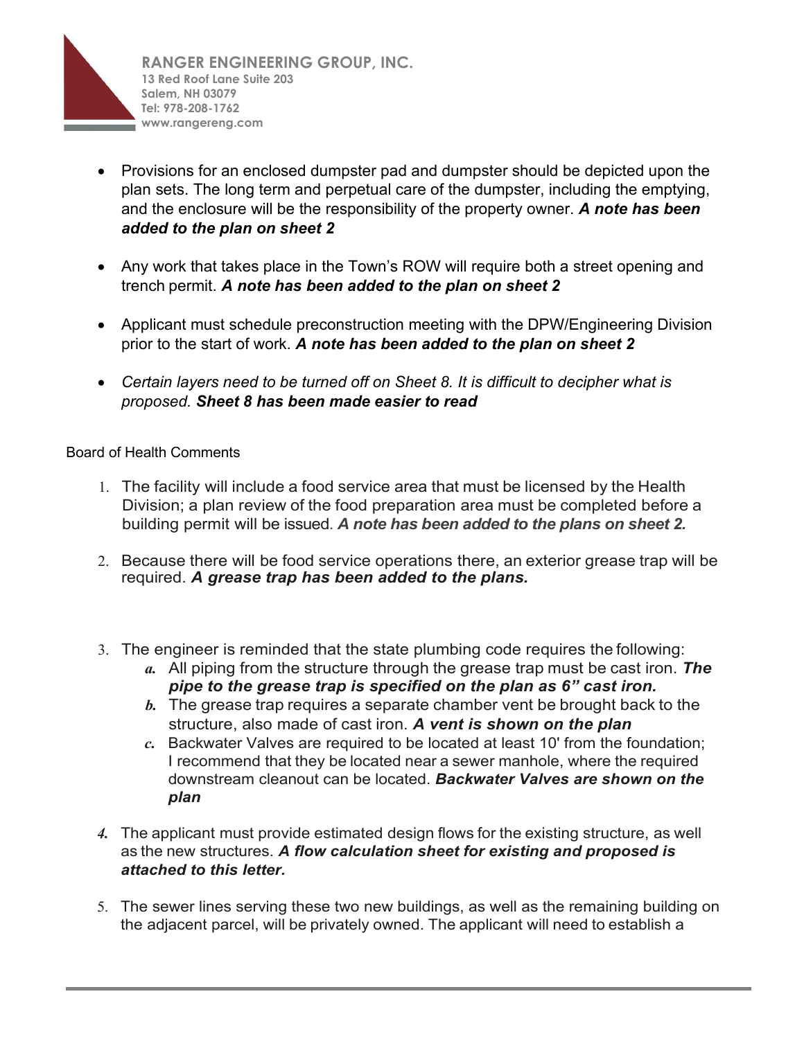- Provisions for an enclosed dumpster pad and dumpster should be depicted upon the plan sets. The long term and perpetual care of the dumpster, including the emptying, and the enclosure will be the responsibility of the property owner. ***A note has been added to the plan on sheet 2***

- Any work that takes place in the Town's ROW will require both a street opening and trench permit. ***A note has been added to the plan on sheet 2***

- Applicant must schedule preconstruction meeting with the DPW/Engineering Division prior to the start of work. ***A note has been added to the plan on sheet 2***

- *Certain layers need to be turned off on Sheet 8. It is difficult to decipher what is proposed.* ***Sheet 8 has been made easier to read***

Board of Health Comments

1. The facility will include a food service area that must be licensed by the Health Division; a plan review of the food preparation area must be completed before a building permit will be issued. ***A note has been added to the plans on sheet 2.***

2. Because there will be food service operations there, an exterior grease trap will be required. ***A grease trap has been added to the plans.***

3. The engineer is reminded that the state plumbing code requires the following:
   a. All piping from the structure through the grease trap must be cast iron. ***The pipe to the grease trap is specified on the plan as 6" cast iron.***
   b. The grease trap requires a separate chamber vent be brought back to the structure, also made of cast iron. ***A vent is shown on the plan***
   c. Backwater Valves are required to be located at least 10' from the foundation; I recommend that they be located near a sewer manhole, where the required downstream cleanout can be located. ***Backwater Valves are shown on the plan***

4. The applicant must provide estimated design flows for the existing structure, as well as the new structures. ***A flow calculation sheet for existing and proposed is attached to this letter.***

5. The sewer lines serving these two new buildings, as well as the remaining building on the adjacent parcel, will be privately owned. The applicant will need to establish a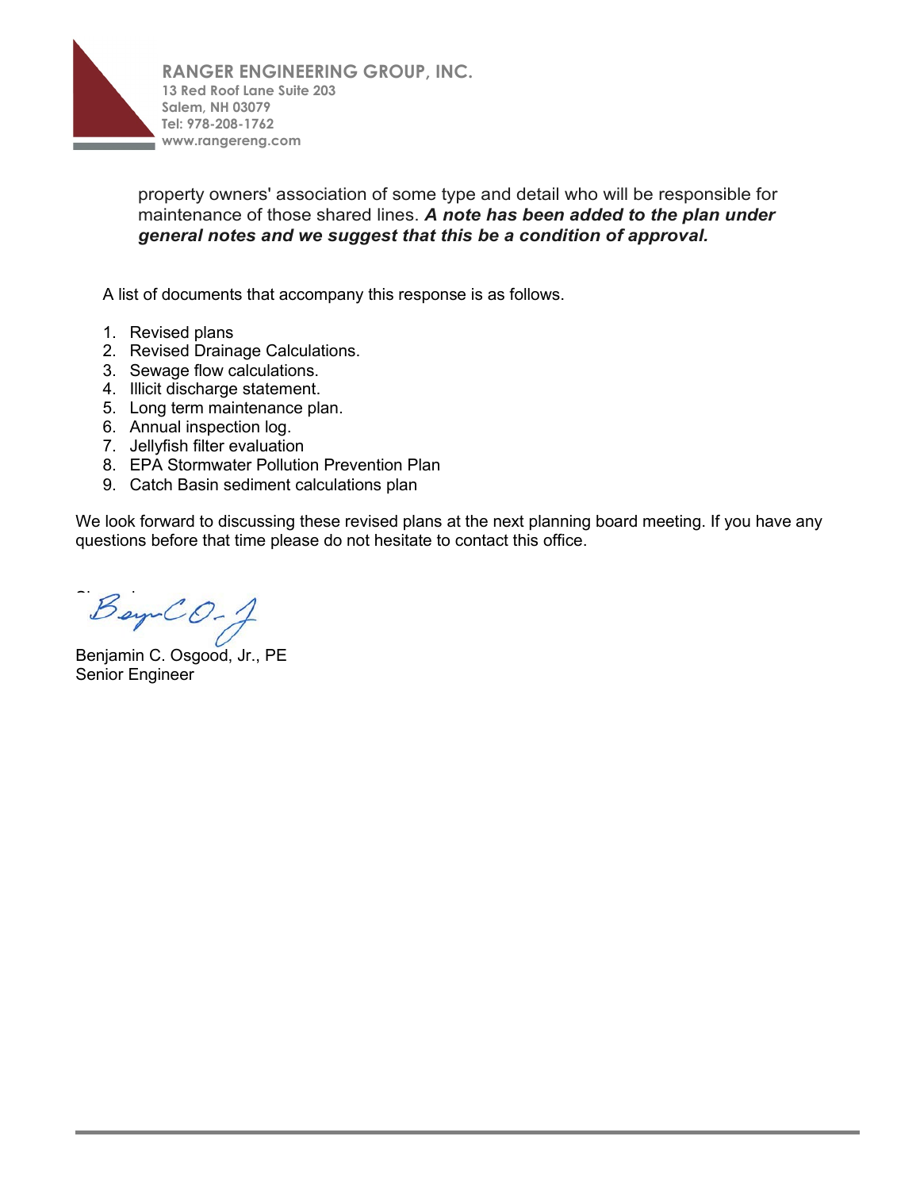property owners' association of some type and detail who will be responsible for maintenance of those shared lines. ***A note has been added to the plan under general notes and we suggest that this be a condition of approval.***

A list of documents that accompany this response is as follows.

1. Revised plans
2. Revised Drainage Calculations.
3. Sewage flow calculations.
4. Illicit discharge statement.
5. Long term maintenance plan.
6. Annual inspection log.
7. Jellyfish filter evaluation
8. EPA Stormwater Pollution Prevention Plan
9. Catch Basin sediment calculations plan

We look forward to discussing these revised plans at the next planning board meeting. If you have any questions before that time please do not hesitate to contact this office.

Sincerely,

Benjamin C. Osgood, Jr., PE
Senior Engineer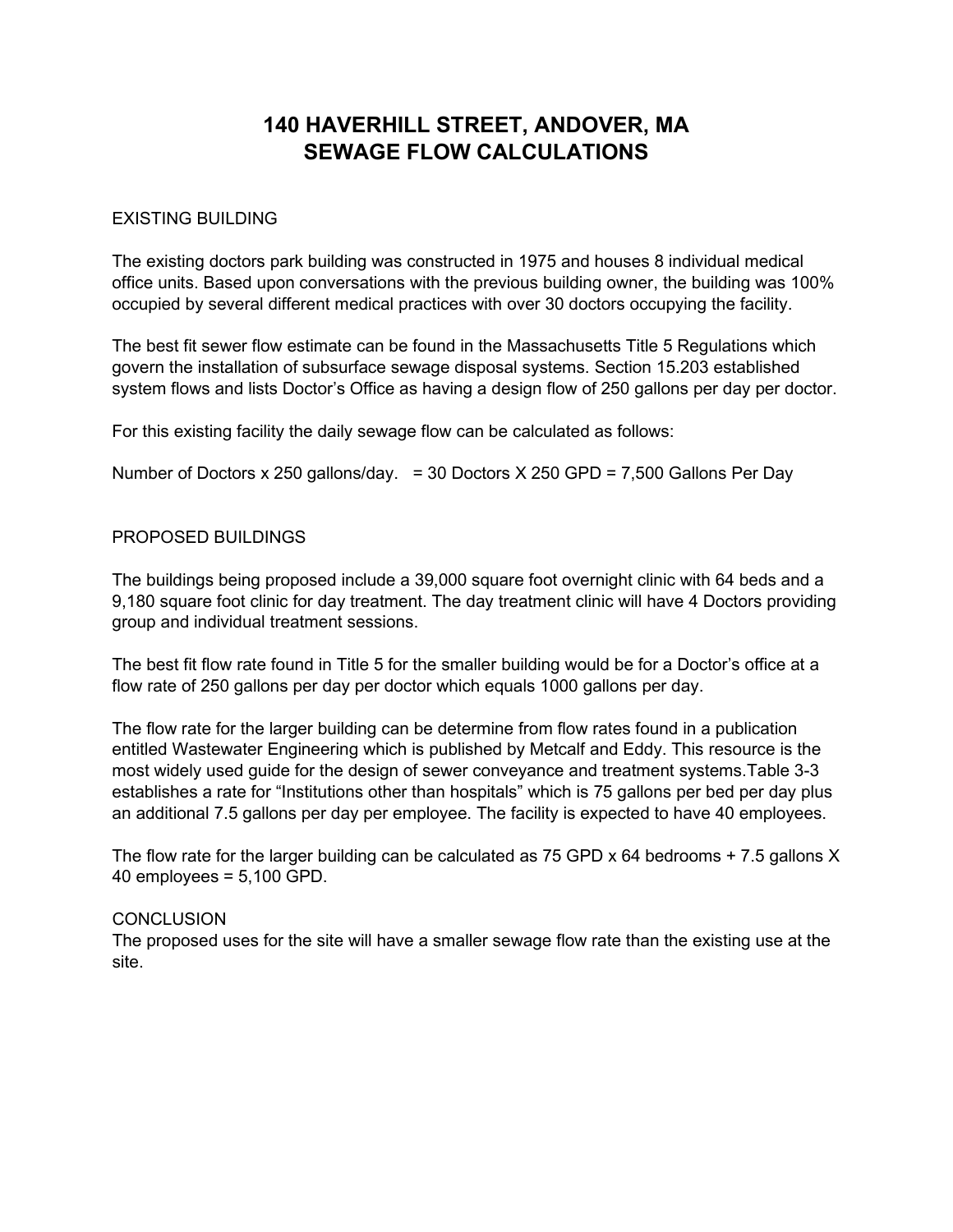# 140 HAVERHILL STREET, ANDOVER, MA
# SEWAGE FLOW CALCULATIONS

EXISTING BUILDING

The existing doctors park building was constructed in 1975 and houses 8 individual medical office units. Based upon conversations with the previous building owner, the building was 100% occupied by several different medical practices with over 30 doctors occupying the facility.

The best fit sewer flow estimate can be found in the Massachusetts Title 5 Regulations which govern the installation of subsurface sewage disposal systems. Section 15.203 established system flows and lists Doctor's Office as having a design flow of 250 gallons per day per doctor.

For this existing facility the daily sewage flow can be calculated as follows:

Number of Doctors x 250 gallons/day. = 30 Doctors X 250 GPD = 7,500 Gallons Per Day

PROPOSED BUILDINGS

The buildings being proposed include a 39,000 square foot overnight clinic with 64 beds and a 9,180 square foot clinic for day treatment. The day treatment clinic will have 4 Doctors providing group and individual treatment sessions.

The best fit flow rate found in Title 5 for the smaller building would be for a Doctor's office at a flow rate of 250 gallons per day per doctor which equals 1000 gallons per day.

The flow rate for the larger building can be determine from flow rates found in a publication entitled Wastewater Engineering which is published by Metcalf and Eddy. This resource is the most widely used guide for the design of sewer conveyance and treatment systems.Table 3-3 establishes a rate for "Institutions other than hospitals" which is 75 gallons per bed per day plus an additional 7.5 gallons per day per employee. The facility is expected to have 40 employees.

The flow rate for the larger building can be calculated as 75 GPD x 64 bedrooms + 7.5 gallons X 40 employees = 5,100 GPD.

CONCLUSION
The proposed uses for the site will have a smaller sewage flow rate than the existing use at the site.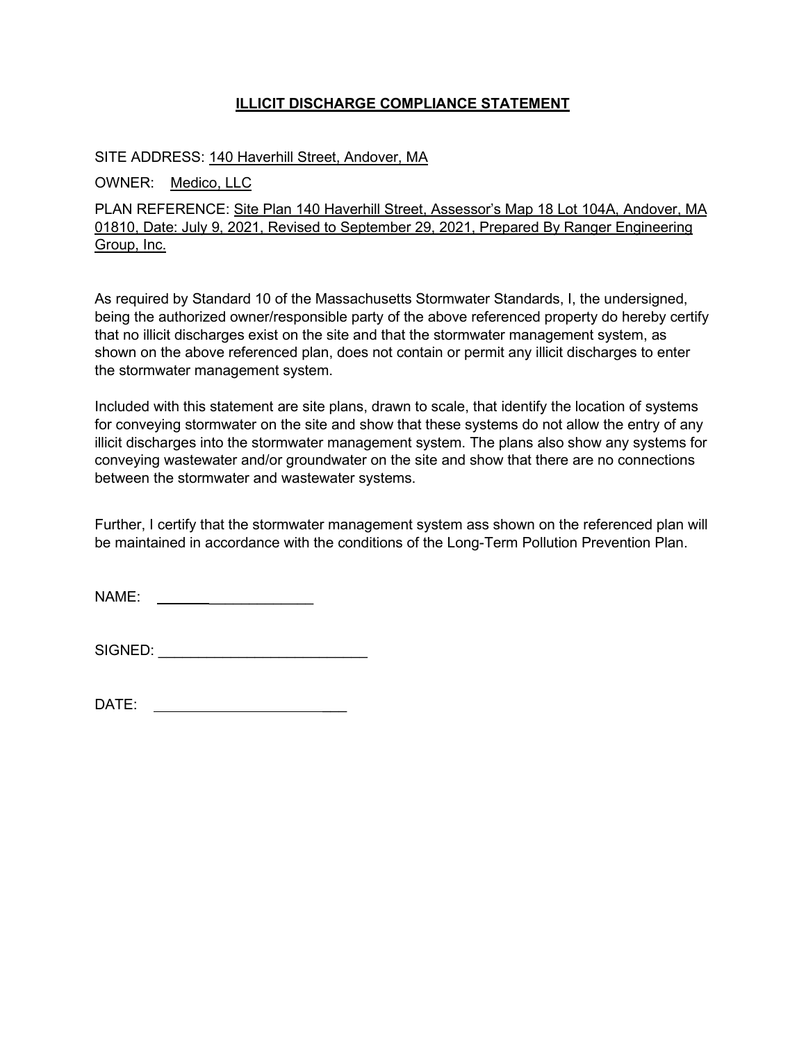# ILLICIT DISCHARGE COMPLIANCE STATEMENT

SITE ADDRESS: 140 Haverhill Street, Andover, MA

OWNER: Medico, LLC

PLAN REFERENCE: Site Plan 140 Haverhill Street, Assessor's Map 18 Lot 104A, Andover, MA 01810, Date: July 9, 2021, Revised to September 29, 2021, Prepared By Ranger Engineering Group, Inc.

As required by Standard 10 of the Massachusetts Stormwater Standards, I, the undersigned, being the authorized owner/responsible party of the above referenced property do hereby certify that no illicit discharges exist on the site and that the stormwater management system, as shown on the above referenced plan, does not contain or permit any illicit discharges to enter the stormwater management system.

Included with this statement are site plans, drawn to scale, that identify the location of systems for conveying stormwater on the site and show that these systems do not allow the entry of any illicit discharges into the stormwater management system. The plans also show any systems for conveying wastewater and/or groundwater on the site and show that there are no connections between the stormwater and wastewater systems.

Further, I certify that the stormwater management system ass shown on the referenced plan will be maintained in accordance with the conditions of the Long-Term Pollution Prevention Plan.

NAME: ____________________

SIGNED: __________________________

DATE: ________________________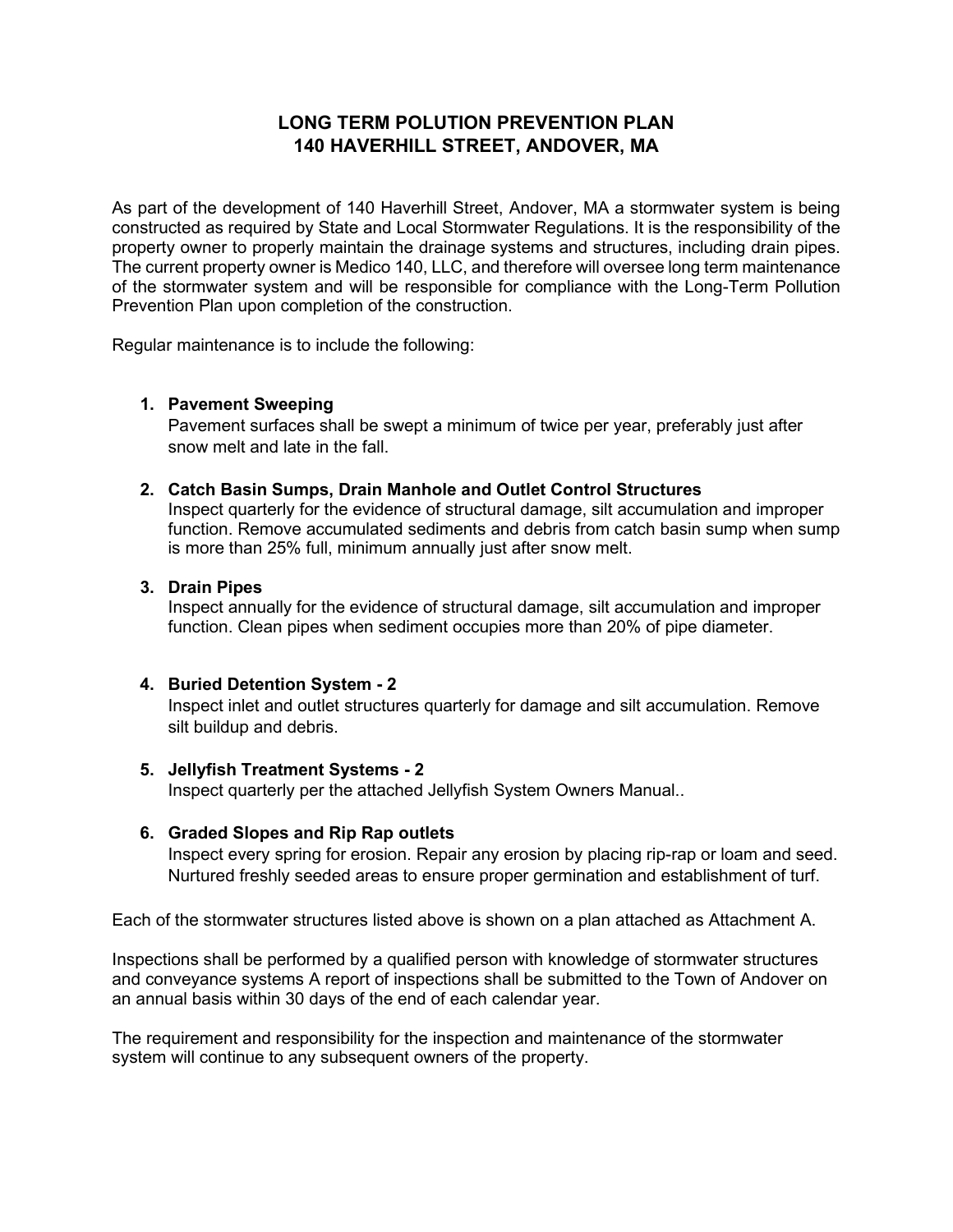# LONG TERM POLUTION PREVENTION PLAN
# 140 HAVERHILL STREET, ANDOVER, MA

As part of the development of 140 Haverhill Street, Andover, MA a stormwater system is being constructed as required by State and Local Stormwater Regulations. It is the responsibility of the property owner to properly maintain the drainage systems and structures, including drain pipes. The current property owner is Medico 140, LLC, and therefore will oversee long term maintenance of the stormwater system and will be responsible for compliance with the Long-Term Pollution Prevention Plan upon completion of the construction.

Regular maintenance is to include the following:

1. **Pavement Sweeping**
   Pavement surfaces shall be swept a minimum of twice per year, preferably just after snow melt and late in the fall.

2. **Catch Basin Sumps, Drain Manhole and Outlet Control Structures**
   Inspect quarterly for the evidence of structural damage, silt accumulation and improper function. Remove accumulated sediments and debris from catch basin sump when sump is more than 25% full, minimum annually just after snow melt.

3. **Drain Pipes**
   Inspect annually for the evidence of structural damage, silt accumulation and improper function. Clean pipes when sediment occupies more than 20% of pipe diameter.

4. **Buried Detention System - 2**
   Inspect inlet and outlet structures quarterly for damage and silt accumulation. Remove silt buildup and debris.

5. **Jellyfish Treatment Systems - 2**
   Inspect quarterly per the attached Jellyfish System Owners Manual..

6. **Graded Slopes and Rip Rap outlets**
   Inspect every spring for erosion. Repair any erosion by placing rip-rap or loam and seed. Nurtured freshly seeded areas to ensure proper germination and establishment of turf.

Each of the stormwater structures listed above is shown on a plan attached as Attachment A.

Inspections shall be performed by a qualified person with knowledge of stormwater structures and conveyance systems A report of inspections shall be submitted to the Town of Andover on an annual basis within 30 days of the end of each calendar year.

The requirement and responsibility for the inspection and maintenance of the stormwater system will continue to any subsequent owners of the property.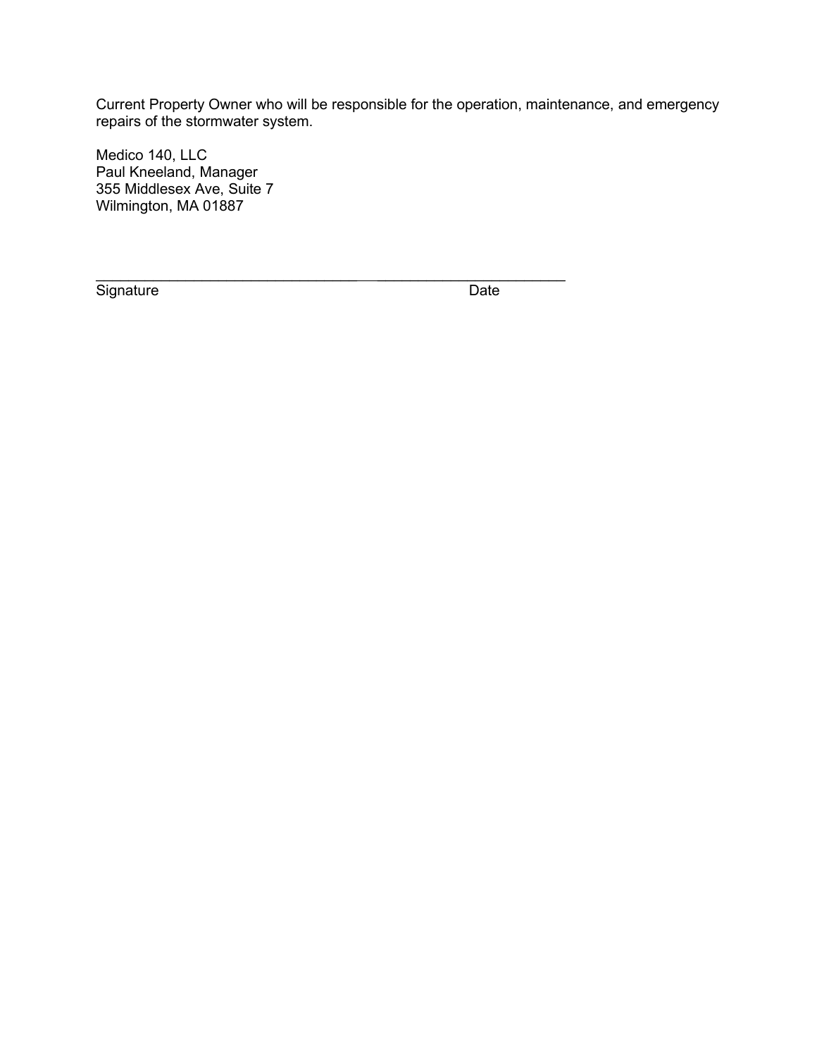Current Property Owner who will be responsible for the operation, maintenance, and emergency repairs of the stormwater system.

Medico 140, LLC
Paul Kneeland, Manager
355 Middlesex Ave, Suite 7
Wilmington, MA 01887

_________________________________ _______________________
Signature Date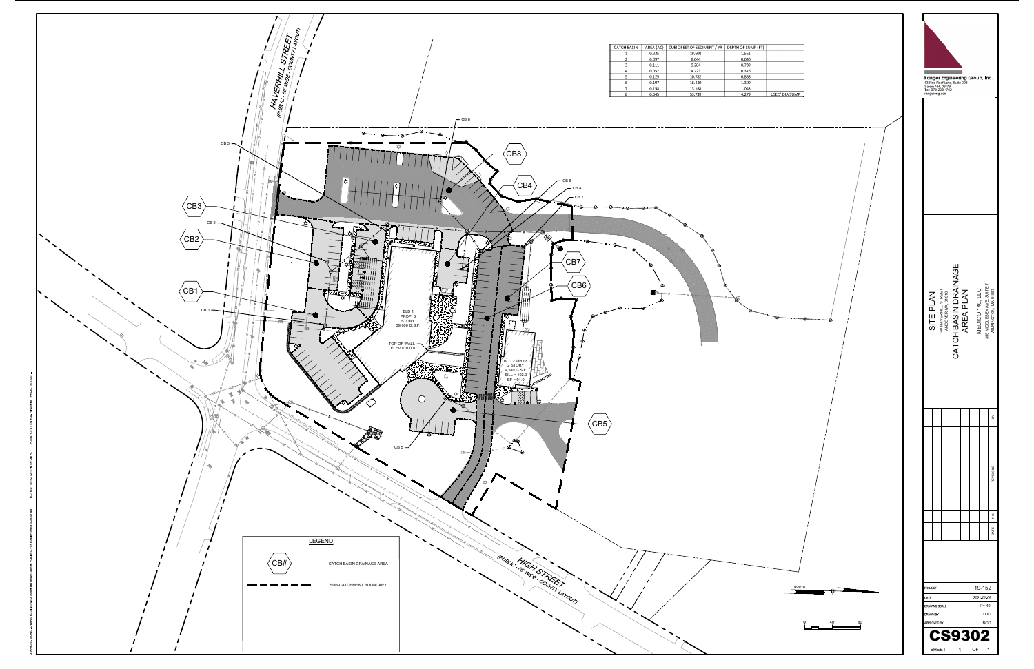| CATCH BASIN | AREA (AC) | CUBIC FEET OF SEDIMENT / YR | DEPTH OF SUMP (FT) | |
|---|---|---|---|---|
| 1 | 0.235 | 19.608 | 1.561 | |
| 2 | 0.097 | 8.044 | 0.640 | |
| 3 | 0.111 | 9.284 | 0.739 | |
| 4 | 0.057 | 4.723 | 0.376 | |
| 5 | 0.129 | 10.782 | 0.858 | |
| 6 | 0.197 | 16.440 | 1.309 | |
| 7 | 0.158 | 13.168 | 1.048 | |
| 8 | 0.645 | 53.730 | 4.279 | USE 5' DIA SUMP |

HAVERHILL STREET
(PUBLIC - 60' WIDE - COUNTY LAYOUT)

HIGH STREET
(PUBLIC - 66' WIDE - COUNTY LAYOUT)

CB 1, CB 2, CB 3, CB 4, CB 5, CB 6, CB 7, CB 8

CB1, CB2, CB3, CB4, CB5, CB6, CB7, CB8

BLD 1
PROP. 3
STORY
39,000 G.S.F.

TOP OF WALL
ELEV = 100.0

BLD 2 PROP.
2 STORY
9,180 G.S.F.
SILL = 102.0
BF = 91.0

## LEGEND

CB# — CATCH BASIN DRAINAGE AREA

SUB-CATCHMENT BOUNDARY

NORTH

0 40' 80'

Ranger Engineering Group, Inc.
13 Red Roof Lane, Suite 203
Salem, NH 03079
Tel: 978-209-9762
rangereng.com

SITE PLAN
140 HAVERHILL STREET
ANDOVER, MA 01810

CATCH BASIN DRAINAGE
AREA PLAN

MEDICO 140, LLC
360 MIDDLESEX AVE, SUITE 7
WILMINGTON, MA 01887

| DATE | NO. | REVISIONS | BY |
|---|---|---|---|
| | | | |

| | |
|---|---|
| PROJECT | 19-152 |
| DATE | 2021-07-09 |
| DRAWING SCALE | 1"= 40' |
| DRAWN BY | DJO |
| APPROVED BY | BCO |

**CS9302**

SHEET 1 OF 1